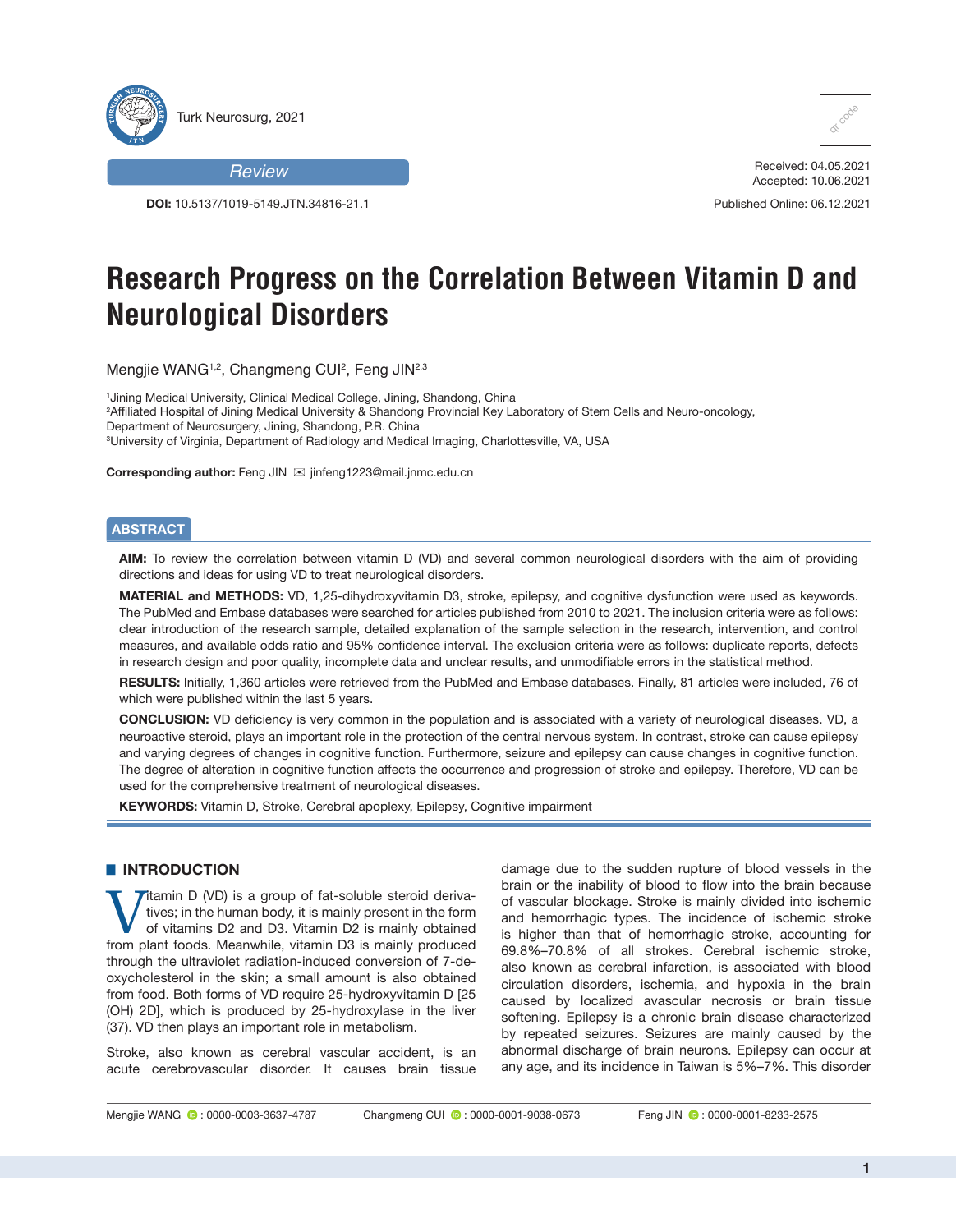Review

DOI: 10.5137/1019-5149.JTN.34816-21.1

Received: 04.05.2021
Accepted: 10.06.2021

Published Online: 06.12.2021

# Research Progress on the Correlation Between Vitamin D and Neurological Disorders

Mengjie WANG[1,2], Changmeng CUI[2], Feng JIN[2,3]

[1]Jining Medical University, Clinical Medical College, Jining, Shandong, China
[2]Affiliated Hospital of Jining Medical University & Shandong Provincial Key Laboratory of Stem Cells and Neuro-oncology, Department of Neurosurgery, Jining, Shandong, P.R. China
[3]University of Virginia, Department of Radiology and Medical Imaging, Charlottesville, VA, USA

**Corresponding author:** Feng JIN ✉ jinfeng1223@mail.jnmc.edu.cn

## ABSTRACT

**AIM:** To review the correlation between vitamin D (VD) and several common neurological disorders with the aim of providing directions and ideas for using VD to treat neurological disorders.

**MATERIAL and METHODS:** VD, 1,25-dihydroxyvitamin D3, stroke, epilepsy, and cognitive dysfunction were used as keywords. The PubMed and Embase databases were searched for articles published from 2010 to 2021. The inclusion criteria were as follows: clear introduction of the research sample, detailed explanation of the sample selection in the research, intervention, and control measures, and available odds ratio and 95% confidence interval. The exclusion criteria were as follows: duplicate reports, defects in research design and poor quality, incomplete data and unclear results, and unmodifiable errors in the statistical method.

**RESULTS:** Initially, 1,360 articles were retrieved from the PubMed and Embase databases. Finally, 81 articles were included, 76 of which were published within the last 5 years.

**CONCLUSION:** VD deficiency is very common in the population and is associated with a variety of neurological diseases. VD, a neuroactive steroid, plays an important role in the protection of the central nervous system. In contrast, stroke can cause epilepsy and varying degrees of changes in cognitive function. Furthermore, seizure and epilepsy can cause changes in cognitive function. The degree of alteration in cognitive function affects the occurrence and progression of stroke and epilepsy. Therefore, VD can be used for the comprehensive treatment of neurological diseases.

**KEYWORDS:** Vitamin D, Stroke, Cerebral apoplexy, Epilepsy, Cognitive impairment

## INTRODUCTION

Vitamin D (VD) is a group of fat-soluble steroid derivatives; in the human body, it is mainly present in the form of vitamins D2 and D3. Vitamin D2 is mainly obtained from plant foods. Meanwhile, vitamin D3 is mainly produced through the ultraviolet radiation-induced conversion of 7-dehydrocholesterol in the skin; a small amount is also obtained from food. Both forms of VD require 25-hydroxyvitamin D [25 (OH) 2D], which is produced by 25-hydroxylase in the liver (37). VD then plays an important role in metabolism.

Stroke, also known as cerebral vascular accident, is an acute cerebrovascular disorder. It causes brain tissue damage due to the sudden rupture of blood vessels in the brain or the inability of blood to flow into the brain because of vascular blockage. Stroke is mainly divided into ischemic and hemorrhagic types. The incidence of ischemic stroke is higher than that of hemorrhagic stroke, accounting for 69.8%–70.8% of all strokes. Cerebral ischemic stroke, also known as cerebral infarction, is associated with blood circulation disorders, ischemia, and hypoxia in the brain caused by localized avascular necrosis or brain tissue softening. Epilepsy is a chronic brain disease characterized by repeated seizures. Seizures are mainly caused by the abnormal discharge of brain neurons. Epilepsy can occur at any age, and its incidence in Taiwan is 5%–7%. This disorder

Mengjie WANG : 0000-0003-3637-4787 Changmeng CUI : 0000-0001-9038-0673 Feng JIN : 0000-0001-8233-2575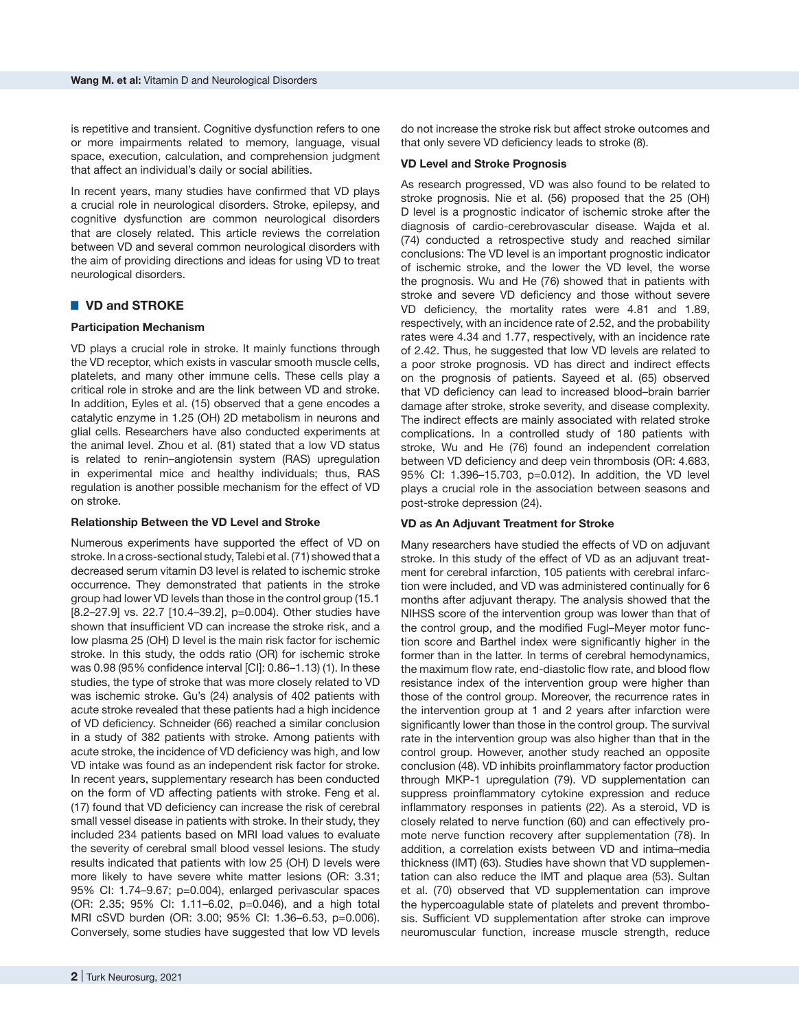is repetitive and transient. Cognitive dysfunction refers to one or more impairments related to memory, language, visual space, execution, calculation, and comprehension judgment that affect an individual's daily or social abilities.

In recent years, many studies have confirmed that VD plays a crucial role in neurological disorders. Stroke, epilepsy, and cognitive dysfunction are common neurological disorders that are closely related. This article reviews the correlation between VD and several common neurological disorders with the aim of providing directions and ideas for using VD to treat neurological disorders.

## VD and STROKE

### Participation Mechanism

VD plays a crucial role in stroke. It mainly functions through the VD receptor, which exists in vascular smooth muscle cells, platelets, and many other immune cells. These cells play a critical role in stroke and are the link between VD and stroke. In addition, Eyles et al. (15) observed that a gene encodes a catalytic enzyme in 1.25 (OH) 2D metabolism in neurons and glial cells. Researchers have also conducted experiments at the animal level. Zhou et al. (81) stated that a low VD status is related to renin–angiotensin system (RAS) upregulation in experimental mice and healthy individuals; thus, RAS regulation is another possible mechanism for the effect of VD on stroke.

### Relationship Between the VD Level and Stroke

Numerous experiments have supported the effect of VD on stroke. In a cross-sectional study, Talebi et al. (71) showed that a decreased serum vitamin D3 level is related to ischemic stroke occurrence. They demonstrated that patients in the stroke group had lower VD levels than those in the control group (15.1 [8.2–27.9] vs. 22.7 [10.4–39.2], p=0.004). Other studies have shown that insufficient VD can increase the stroke risk, and a low plasma 25 (OH) D level is the main risk factor for ischemic stroke. In this study, the odds ratio (OR) for ischemic stroke was 0.98 (95% confidence interval [CI]: 0.86–1.13) (1). In these studies, the type of stroke that was more closely related to VD was ischemic stroke. Gu's (24) analysis of 402 patients with acute stroke revealed that these patients had a high incidence of VD deficiency. Schneider (66) reached a similar conclusion in a study of 382 patients with stroke. Among patients with acute stroke, the incidence of VD deficiency was high, and low VD intake was found as an independent risk factor for stroke. In recent years, supplementary research has been conducted on the form of VD affecting patients with stroke. Feng et al. (17) found that VD deficiency can increase the risk of cerebral small vessel disease in patients with stroke. In their study, they included 234 patients based on MRI load values to evaluate the severity of cerebral small blood vessel lesions. The study results indicated that patients with low 25 (OH) D levels were more likely to have severe white matter lesions (OR: 3.31; 95% CI: 1.74–9.67; p=0.004), enlarged perivascular spaces (OR: 2.35; 95% CI: 1.11–6.02, p=0.046), and a high total MRI cSVD burden (OR: 3.00; 95% CI: 1.36–6.53, p=0.006). Conversely, some studies have suggested that low VD levels do not increase the stroke risk but affect stroke outcomes and that only severe VD deficiency leads to stroke (8).

### VD Level and Stroke Prognosis

As research progressed, VD was also found to be related to stroke prognosis. Nie et al. (56) proposed that the 25 (OH) D level is a prognostic indicator of ischemic stroke after the diagnosis of cardio-cerebrovascular disease. Wajda et al. (74) conducted a retrospective study and reached similar conclusions: The VD level is an important prognostic indicator of ischemic stroke, and the lower the VD level, the worse the prognosis. Wu and He (76) showed that in patients with stroke and severe VD deficiency and those without severe VD deficiency, the mortality rates were 4.81 and 1.89, respectively, with an incidence rate of 2.52, and the probability rates were 4.34 and 1.77, respectively, with an incidence rate of 2.42. Thus, he suggested that low VD levels are related to a poor stroke prognosis. VD has direct and indirect effects on the prognosis of patients. Sayeed et al. (65) observed that VD deficiency can lead to increased blood–brain barrier damage after stroke, stroke severity, and disease complexity. The indirect effects are mainly associated with related stroke complications. In a controlled study of 180 patients with stroke, Wu and He (76) found an independent correlation between VD deficiency and deep vein thrombosis (OR: 4.683, 95% CI: 1.396–15.703, p=0.012). In addition, the VD level plays a crucial role in the association between seasons and post-stroke depression (24).

### VD as An Adjuvant Treatment for Stroke

Many researchers have studied the effects of VD on adjuvant stroke. In this study of the effect of VD as an adjuvant treatment for cerebral infarction, 105 patients with cerebral infarction were included, and VD was administered continually for 6 months after adjuvant therapy. The analysis showed that the NIHSS score of the intervention group was lower than that of the control group, and the modified Fugl–Meyer motor function score and Barthel index were significantly higher in the former than in the latter. In terms of cerebral hemodynamics, the maximum flow rate, end-diastolic flow rate, and blood flow resistance index of the intervention group were higher than those of the control group. Moreover, the recurrence rates in the intervention group at 1 and 2 years after infarction were significantly lower than those in the control group. The survival rate in the intervention group was also higher than that in the control group. However, another study reached an opposite conclusion (48). VD inhibits proinflammatory factor production through MKP-1 upregulation (79). VD supplementation can suppress proinflammatory cytokine expression and reduce inflammatory responses in patients (22). As a steroid, VD is closely related to nerve function (60) and can effectively promote nerve function recovery after supplementation (78). In addition, a correlation exists between VD and intima–media thickness (IMT) (63). Studies have shown that VD supplementation can also reduce the IMT and plaque area (53). Sultan et al. (70) observed that VD supplementation can improve the hypercoagulable state of platelets and prevent thrombosis. Sufficient VD supplementation after stroke can improve neuromuscular function, increase muscle strength, reduce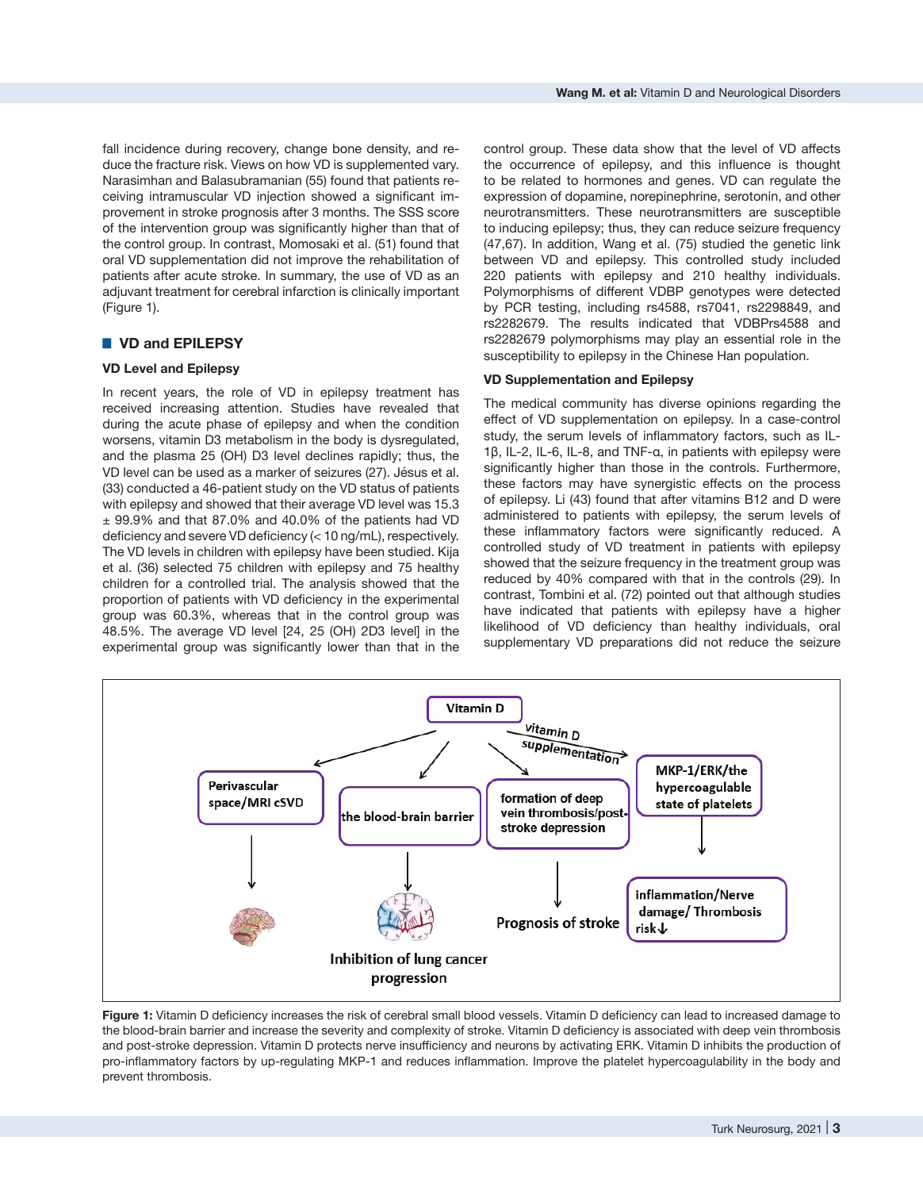fall incidence during recovery, change bone density, and reduce the fracture risk. Views on how VD is supplemented vary. Narasimhan and Balasubramanian (55) found that patients receiving intramuscular VD injection showed a significant improvement in stroke prognosis after 3 months. The SSS score of the intervention group was significantly higher than that of the control group. In contrast, Momosaki et al. (51) found that oral VD supplementation did not improve the rehabilitation of patients after acute stroke. In summary, the use of VD as an adjuvant treatment for cerebral infarction is clinically important (Figure 1).

## VD and EPILEPSY

### VD Level and Epilepsy

In recent years, the role of VD in epilepsy treatment has received increasing attention. Studies have revealed that during the acute phase of epilepsy and when the condition worsens, vitamin D3 metabolism in the body is dysregulated, and the plasma 25 (OH) D3 level declines rapidly; thus, the VD level can be used as a marker of seizures (27). Jésus et al. (33) conducted a 46-patient study on the VD status of patients with epilepsy and showed that their average VD level was 15.3 ± 99.9% and that 87.0% and 40.0% of the patients had VD deficiency and severe VD deficiency (< 10 ng/mL), respectively. The VD levels in children with epilepsy have been studied. Kija et al. (36) selected 75 children with epilepsy and 75 healthy children for a controlled trial. The analysis showed that the proportion of patients with VD deficiency in the experimental group was 60.3%, whereas that in the control group was 48.5%. The average VD level [24, 25 (OH) 2D3 level] in the experimental group was significantly lower than that in the control group. These data show that the level of VD affects the occurrence of epilepsy, and this influence is thought to be related to hormones and genes. VD can regulate the expression of dopamine, norepinephrine, serotonin, and other neurotransmitters. These neurotransmitters are susceptible to inducing epilepsy; thus, they can reduce seizure frequency (47,67). In addition, Wang et al. (75) studied the genetic link between VD and epilepsy. This controlled study included 220 patients with epilepsy and 210 healthy individuals. Polymorphisms of different VDBP genotypes were detected by PCR testing, including rs4588, rs7041, rs2298849, and rs2282679. The results indicated that VDBPrs4588 and rs2282679 polymorphisms may play an essential role in the susceptibility to epilepsy in the Chinese Han population.

### VD Supplementation and Epilepsy

The medical community has diverse opinions regarding the effect of VD supplementation on epilepsy. In a case-control study, the serum levels of inflammatory factors, such as IL-1β, IL-2, IL-6, IL-8, and TNF-α, in patients with epilepsy were significantly higher than those in the controls. Furthermore, these factors may have synergistic effects on the process of epilepsy. Li (43) found that after vitamins B12 and D were administered to patients with epilepsy, the serum levels of these inflammatory factors were significantly reduced. A controlled study of VD treatment in patients with epilepsy showed that the seizure frequency in the treatment group was reduced by 40% compared with that in the controls (29). In contrast, Tombini et al. (72) pointed out that although studies have indicated that patients with epilepsy have a higher likelihood of VD deficiency than healthy individuals, oral supplementary VD preparations did not reduce the seizure

**Figure 1:** Vitamin D deficiency increases the risk of cerebral small blood vessels. Vitamin D deficiency can lead to increased damage to the blood-brain barrier and increase the severity and complexity of stroke. Vitamin D deficiency is associated with deep vein thrombosis and post-stroke depression. Vitamin D protects nerve insufficiency and neurons by activating ERK. Vitamin D inhibits the production of pro-inflammatory factors by up-regulating MKP-1 and reduces inflammation. Improve the platelet hypercoagulability in the body and prevent thrombosis.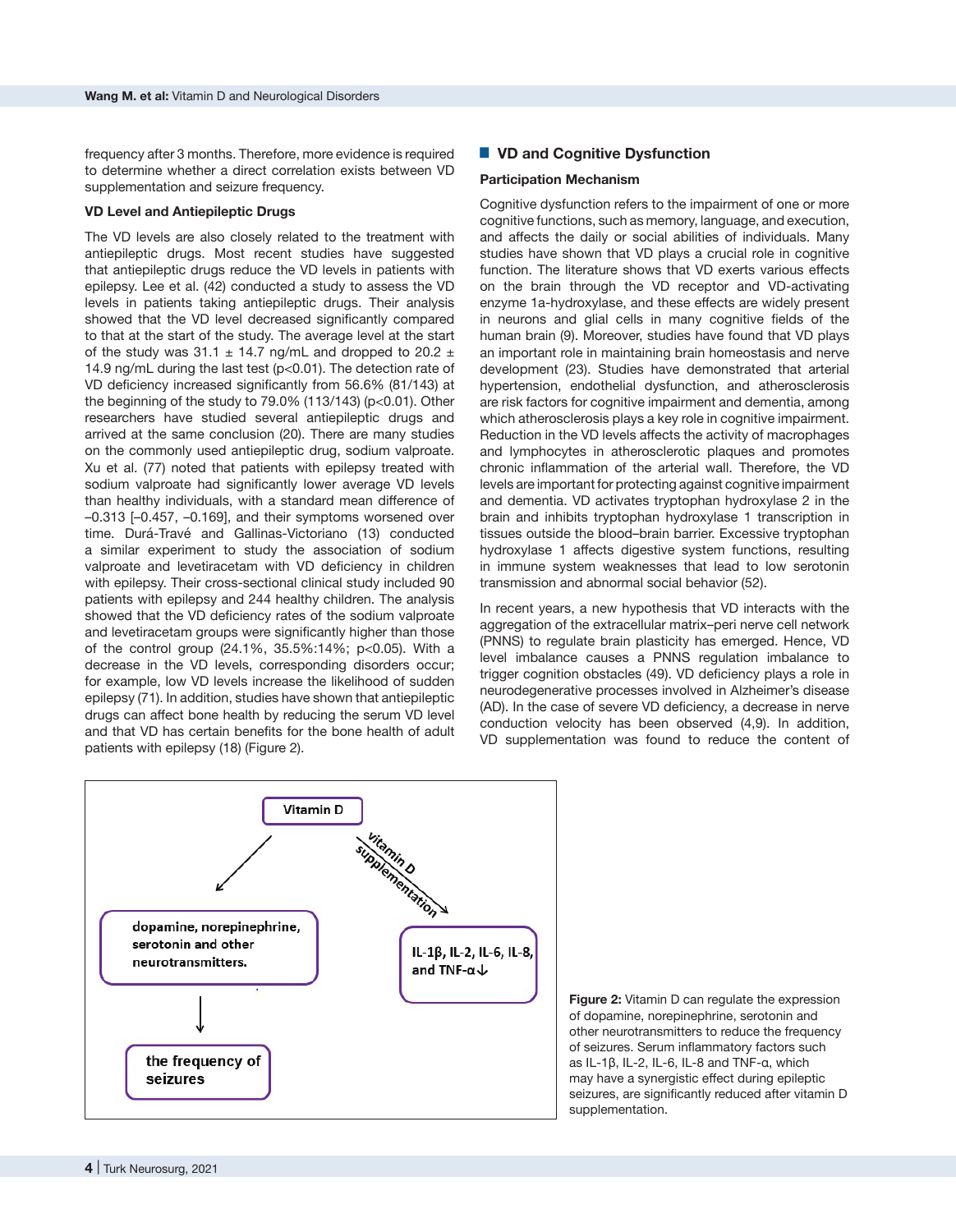frequency after 3 months. Therefore, more evidence is required to determine whether a direct correlation exists between VD supplementation and seizure frequency.

### VD Level and Antiepileptic Drugs

The VD levels are also closely related to the treatment with antiepileptic drugs. Most recent studies have suggested that antiepileptic drugs reduce the VD levels in patients with epilepsy. Lee et al. (42) conducted a study to assess the VD levels in patients taking antiepileptic drugs. Their analysis showed that the VD level decreased significantly compared to that at the start of the study. The average level at the start of the study was 31.1 ± 14.7 ng/mL and dropped to 20.2 ± 14.9 ng/mL during the last test ($p<0.01$). The detection rate of VD deficiency increased significantly from 56.6% (81/143) at the beginning of the study to 79.0% (113/143) ($p<0.01$). Other researchers have studied several antiepileptic drugs and arrived at the same conclusion (20). There are many studies on the commonly used antiepileptic drug, sodium valproate. Xu et al. (77) noted that patients with epilepsy treated with sodium valproate had significantly lower average VD levels than healthy individuals, with a standard mean difference of –0.313 [–0.457, –0.169], and their symptoms worsened over time. Durá-Travé and Gallinas-Victoriano (13) conducted a similar experiment to study the association of sodium valproate and levetiracetam with VD deficiency in children with epilepsy. Their cross-sectional clinical study included 90 patients with epilepsy and 244 healthy children. The analysis showed that the VD deficiency rates of the sodium valproate and levetiracetam groups were significantly higher than those of the control group (24.1%, 35.5%:14%; $p<0.05$). With a decrease in the VD levels, corresponding disorders occur; for example, low VD levels increase the likelihood of sudden epilepsy (71). In addition, studies have shown that antiepileptic drugs can affect bone health by reducing the serum VD level and that VD has certain benefits for the bone health of adult patients with epilepsy (18) (Figure 2).

## VD and Cognitive Dysfunction

### Participation Mechanism

Cognitive dysfunction refers to the impairment of one or more cognitive functions, such as memory, language, and execution, and affects the daily or social abilities of individuals. Many studies have shown that VD plays a crucial role in cognitive function. The literature shows that VD exerts various effects on the brain through the VD receptor and VD-activating enzyme 1a-hydroxylase, and these effects are widely present in neurons and glial cells in many cognitive fields of the human brain (9). Moreover, studies have found that VD plays an important role in maintaining brain homeostasis and nerve development (23). Studies have demonstrated that arterial hypertension, endothelial dysfunction, and atherosclerosis are risk factors for cognitive impairment and dementia, among which atherosclerosis plays a key role in cognitive impairment. Reduction in the VD levels affects the activity of macrophages and lymphocytes in atherosclerotic plaques and promotes chronic inflammation of the arterial wall. Therefore, the VD levels are important for protecting against cognitive impairment and dementia. VD activates tryptophan hydroxylase 2 in the brain and inhibits tryptophan hydroxylase 1 transcription in tissues outside the blood–brain barrier. Excessive tryptophan hydroxylase 1 affects digestive system functions, resulting in immune system weaknesses that lead to low serotonin transmission and abnormal social behavior (52).

In recent years, a new hypothesis that VD interacts with the aggregation of the extracellular matrix–peri nerve cell network (PNNS) to regulate brain plasticity has emerged. Hence, VD level imbalance causes a PNNS regulation imbalance to trigger cognition obstacles (49). VD deficiency plays a role in neurodegenerative processes involved in Alzheimer's disease (AD). In the case of severe VD deficiency, a decrease in nerve conduction velocity has been observed (4,9). In addition, VD supplementation was found to reduce the content of

Vitamin D → dopamine, norepinephrine, serotonin and other neurotransmitters. → the frequency of seizures

Vitamin D → (Vitamin D supplementation) → IL-1β, IL-2, IL-6, IL-8, and TNF-α↓

**Figure 2:** Vitamin D can regulate the expression of dopamine, norepinephrine, serotonin and other neurotransmitters to reduce the frequency of seizures. Serum inflammatory factors such as IL-1β, IL-2, IL-6, IL-8 and TNF-α, which may have a synergistic effect during epileptic seizures, are significantly reduced after vitamin D supplementation.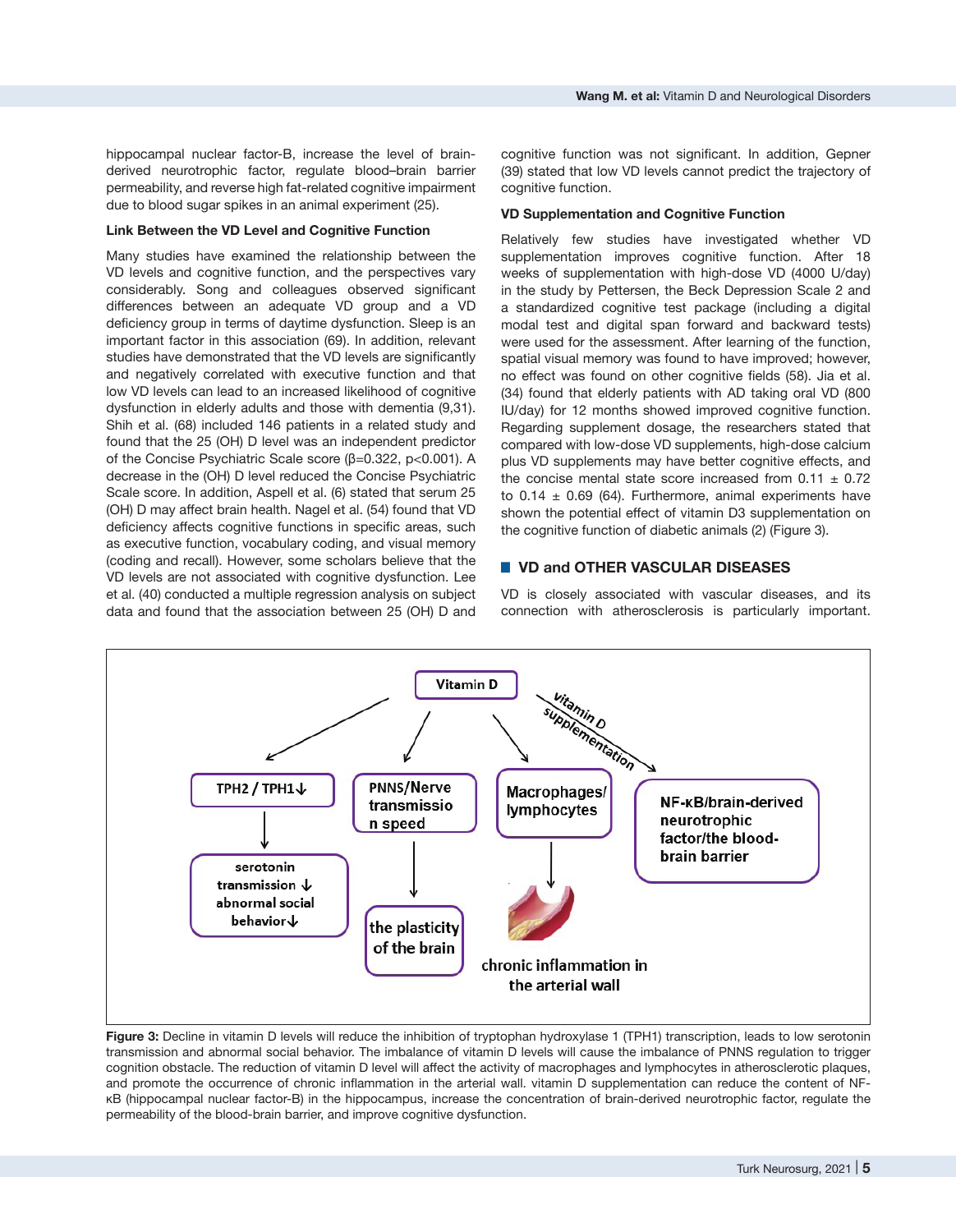hippocampal nuclear factor-B, increase the level of brain-derived neurotrophic factor, regulate blood–brain barrier permeability, and reverse high fat-related cognitive impairment due to blood sugar spikes in an animal experiment (25).

### Link Between the VD Level and Cognitive Function

Many studies have examined the relationship between the VD levels and cognitive function, and the perspectives vary considerably. Song and colleagues observed significant differences between an adequate VD group and a VD deficiency group in terms of daytime dysfunction. Sleep is an important factor in this association (69). In addition, relevant studies have demonstrated that the VD levels are significantly and negatively correlated with executive function and that low VD levels can lead to an increased likelihood of cognitive dysfunction in elderly adults and those with dementia (9,31). Shih et al. (68) included 146 patients in a related study and found that the 25 (OH) D level was an independent predictor of the Concise Psychiatric Scale score ($\beta$=0.322, $p<0.001$). A decrease in the (OH) D level reduced the Concise Psychiatric Scale score. In addition, Aspell et al. (6) stated that serum 25 (OH) D may affect brain health. Nagel et al. (54) found that VD deficiency affects cognitive functions in specific areas, such as executive function, vocabulary coding, and visual memory (coding and recall). However, some scholars believe that the VD levels are not associated with cognitive dysfunction. Lee et al. (40) conducted a multiple regression analysis on subject data and found that the association between 25 (OH) D and cognitive function was not significant. In addition, Gepner (39) stated that low VD levels cannot predict the trajectory of cognitive function.

### VD Supplementation and Cognitive Function

Relatively few studies have investigated whether VD supplementation improves cognitive function. After 18 weeks of supplementation with high-dose VD (4000 U/day) in the study by Pettersen, the Beck Depression Scale 2 and a standardized cognitive test package (including a digital modal test and digital span forward and backward tests) were used for the assessment. After learning of the function, spatial visual memory was found to have improved; however, no effect was found on other cognitive fields (58). Jia et al. (34) found that elderly patients with AD taking oral VD (800 IU/day) for 12 months showed improved cognitive function. Regarding supplement dosage, the researchers stated that compared with low-dose VD supplements, high-dose calcium plus VD supplements may have better cognitive effects, and the concise mental state score increased from 0.11 ± 0.72 to 0.14 ± 0.69 (64). Furthermore, animal experiments have shown the potential effect of vitamin D3 supplementation on the cognitive function of diabetic animals (2) (Figure 3).

## VD and OTHER VASCULAR DISEASES

VD is closely associated with vascular diseases, and its connection with atherosclerosis is particularly important.

**Figure 3:** Decline in vitamin D levels will reduce the inhibition of tryptophan hydroxylase 1 (TPH1) transcription, leads to low serotonin transmission and abnormal social behavior. The imbalance of vitamin D levels will cause the imbalance of PNNS regulation to trigger cognition obstacle. The reduction of vitamin D level will affect the activity of macrophages and lymphocytes in atherosclerotic plaques, and promote the occurrence of chronic inflammation in the arterial wall. vitamin D supplementation can reduce the content of NF-κB (hippocampal nuclear factor-B) in the hippocampus, increase the concentration of brain-derived neurotrophic factor, regulate the permeability of the blood-brain barrier, and improve cognitive dysfunction.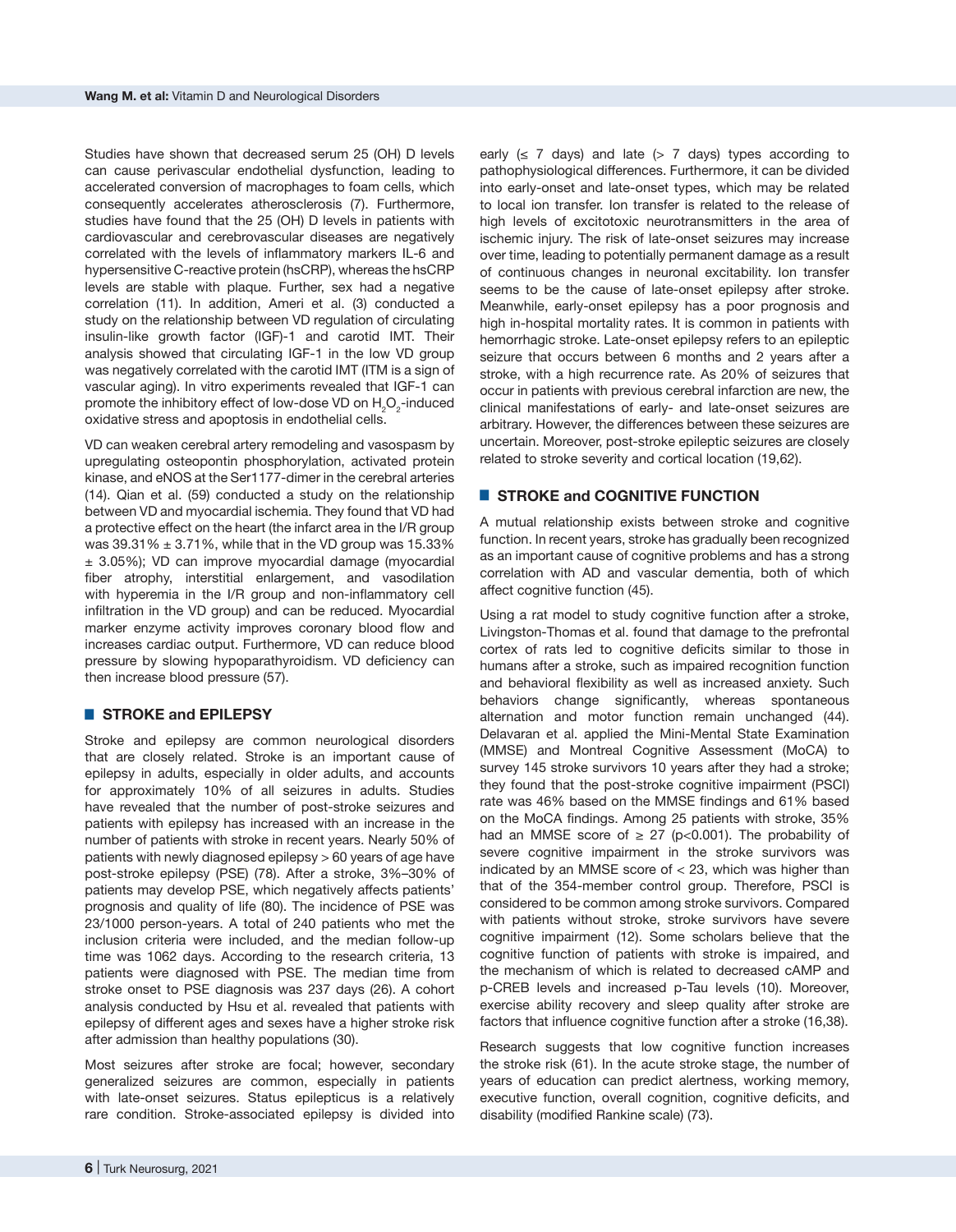Studies have shown that decreased serum 25 (OH) D levels can cause perivascular endothelial dysfunction, leading to accelerated conversion of macrophages to foam cells, which consequently accelerates atherosclerosis (7). Furthermore, studies have found that the 25 (OH) D levels in patients with cardiovascular and cerebrovascular diseases are negatively correlated with the levels of inflammatory markers IL-6 and hypersensitive C-reactive protein (hsCRP), whereas the hsCRP levels are stable with plaque. Further, sex had a negative correlation (11). In addition, Ameri et al. (3) conducted a study on the relationship between VD regulation of circulating insulin-like growth factor (IGF)-1 and carotid IMT. Their analysis showed that circulating IGF-1 in the low VD group was negatively correlated with the carotid IMT (ITM is a sign of vascular aging). In vitro experiments revealed that IGF-1 can promote the inhibitory effect of low-dose VD on $H_2O_2$-induced oxidative stress and apoptosis in endothelial cells.

VD can weaken cerebral artery remodeling and vasospasm by upregulating osteopontin phosphorylation, activated protein kinase, and eNOS at the Ser1177-dimer in the cerebral arteries (14). Qian et al. (59) conducted a study on the relationship between VD and myocardial ischemia. They found that VD had a protective effect on the heart (the infarct area in the I/R group was 39.31% ± 3.71%, while that in the VD group was 15.33% ± 3.05%); VD can improve myocardial damage (myocardial fiber atrophy, interstitial enlargement, and vasodilation with hyperemia in the I/R group and non-inflammatory cell infiltration in the VD group) and can be reduced. Myocardial marker enzyme activity improves coronary blood flow and increases cardiac output. Furthermore, VD can reduce blood pressure by slowing hypoparathyroidism. VD deficiency can then increase blood pressure (57).

## STROKE and EPILEPSY

Stroke and epilepsy are common neurological disorders that are closely related. Stroke is an important cause of epilepsy in adults, especially in older adults, and accounts for approximately 10% of all seizures in adults. Studies have revealed that the number of post-stroke seizures and patients with epilepsy has increased with an increase in the number of patients with stroke in recent years. Nearly 50% of patients with newly diagnosed epilepsy > 60 years of age have post-stroke epilepsy (PSE) (78). After a stroke, 3%–30% of patients may develop PSE, which negatively affects patients' prognosis and quality of life (80). The incidence of PSE was 23/1000 person-years. A total of 240 patients who met the inclusion criteria were included, and the median follow-up time was 1062 days. According to the research criteria, 13 patients were diagnosed with PSE. The median time from stroke onset to PSE diagnosis was 237 days (26). A cohort analysis conducted by Hsu et al. revealed that patients with epilepsy of different ages and sexes have a higher stroke risk after admission than healthy populations (30).

Most seizures after stroke are focal; however, secondary generalized seizures are common, especially in patients with late-onset seizures. Status epilepticus is a relatively rare condition. Stroke-associated epilepsy is divided into early (≤ 7 days) and late (> 7 days) types according to pathophysiological differences. Furthermore, it can be divided into early-onset and late-onset types, which may be related to local ion transfer. Ion transfer is related to the release of high levels of excitotoxic neurotransmitters in the area of ischemic injury. The risk of late-onset seizures may increase over time, leading to potentially permanent damage as a result of continuous changes in neuronal excitability. Ion transfer seems to be the cause of late-onset epilepsy after stroke. Meanwhile, early-onset epilepsy has a poor prognosis and high in-hospital mortality rates. It is common in patients with hemorrhagic stroke. Late-onset epilepsy refers to an epileptic seizure that occurs between 6 months and 2 years after a stroke, with a high recurrence rate. As 20% of seizures that occur in patients with previous cerebral infarction are new, the clinical manifestations of early- and late-onset seizures are arbitrary. However, the differences between these seizures are uncertain. Moreover, post-stroke epileptic seizures are closely related to stroke severity and cortical location (19,62).

## STROKE and COGNITIVE FUNCTION

A mutual relationship exists between stroke and cognitive function. In recent years, stroke has gradually been recognized as an important cause of cognitive problems and has a strong correlation with AD and vascular dementia, both of which affect cognitive function (45).

Using a rat model to study cognitive function after a stroke, Livingston-Thomas et al. found that damage to the prefrontal cortex of rats led to cognitive deficits similar to those in humans after a stroke, such as impaired recognition function and behavioral flexibility as well as increased anxiety. Such behaviors change significantly, whereas spontaneous alternation and motor function remain unchanged (44). Delavaran et al. applied the Mini-Mental State Examination (MMSE) and Montreal Cognitive Assessment (MoCA) to survey 145 stroke survivors 10 years after they had a stroke; they found that the post-stroke cognitive impairment (PSCI) rate was 46% based on the MMSE findings and 61% based on the MoCA findings. Among 25 patients with stroke, 35% had an MMSE score of ≥ 27 ($p<0.001$). The probability of severe cognitive impairment in the stroke survivors was indicated by an MMSE score of < 23, which was higher than that of the 354-member control group. Therefore, PSCI is considered to be common among stroke survivors. Compared with patients without stroke, stroke survivors have severe cognitive impairment (12). Some scholars believe that the cognitive function of patients with stroke is impaired, and the mechanism of which is related to decreased cAMP and p-CREB levels and increased p-Tau levels (10). Moreover, exercise ability recovery and sleep quality after stroke are factors that influence cognitive function after a stroke (16,38).

Research suggests that low cognitive function increases the stroke risk (61). In the acute stroke stage, the number of years of education can predict alertness, working memory, executive function, overall cognition, cognitive deficits, and disability (modified Rankine scale) (73).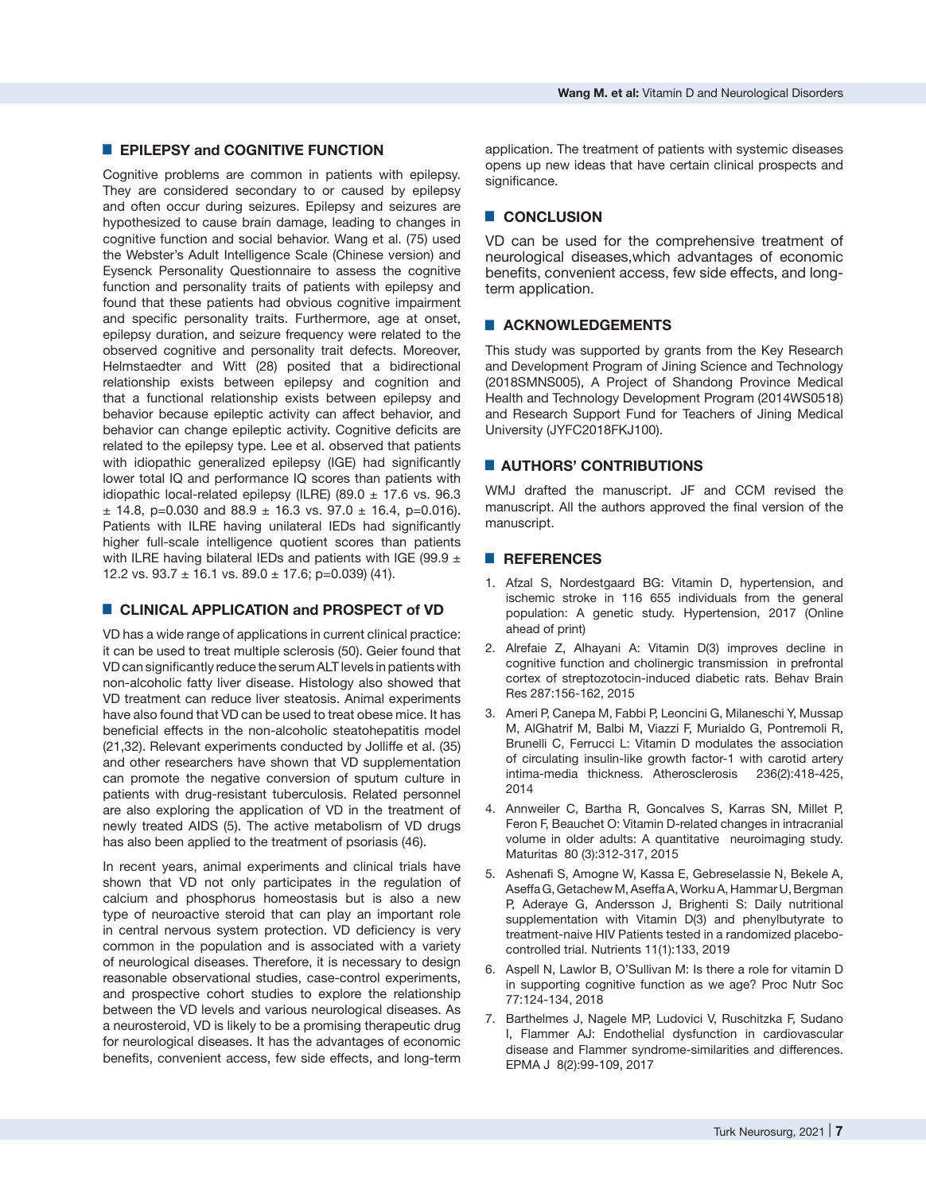## EPILEPSY and COGNITIVE FUNCTION

Cognitive problems are common in patients with epilepsy. They are considered secondary to or caused by epilepsy and often occur during seizures. Epilepsy and seizures are hypothesized to cause brain damage, leading to changes in cognitive function and social behavior. Wang et al. (75) used the Webster's Adult Intelligence Scale (Chinese version) and Eysenck Personality Questionnaire to assess the cognitive function and personality traits of patients with epilepsy and found that these patients had obvious cognitive impairment and specific personality traits. Furthermore, age at onset, epilepsy duration, and seizure frequency were related to the observed cognitive and personality trait defects. Moreover, Helmstaedter and Witt (28) posited that a bidirectional relationship exists between epilepsy and cognition and that a functional relationship exists between epilepsy and behavior because epileptic activity can affect behavior, and behavior can change epileptic activity. Cognitive deficits are related to the epilepsy type. Lee et al. observed that patients with idiopathic generalized epilepsy (IGE) had significantly lower total IQ and performance IQ scores than patients with idiopathic local-related epilepsy (ILRE) (89.0 ± 17.6 vs. 96.3 ± 14.8, p=0.030 and 88.9 ± 16.3 vs. 97.0 ± 16.4, p=0.016). Patients with ILRE having unilateral IEDs had significantly higher full-scale intelligence quotient scores than patients with ILRE having bilateral IEDs and patients with IGE (99.9 ± 12.2 vs. 93.7 ± 16.1 vs. 89.0 ± 17.6; p=0.039) (41).

## CLINICAL APPLICATION and PROSPECT of VD

VD has a wide range of applications in current clinical practice: it can be used to treat multiple sclerosis (50). Geier found that VD can significantly reduce the serum ALT levels in patients with non-alcoholic fatty liver disease. Histology also showed that VD treatment can reduce liver steatosis. Animal experiments have also found that VD can be used to treat obese mice. It has beneficial effects in the non-alcoholic steatohepatitis model (21,32). Relevant experiments conducted by Jolliffe et al. (35) and other researchers have shown that VD supplementation can promote the negative conversion of sputum culture in patients with drug-resistant tuberculosis. Related personnel are also exploring the application of VD in the treatment of newly treated AIDS (5). The active metabolism of VD drugs has also been applied to the treatment of psoriasis (46).

In recent years, animal experiments and clinical trials have shown that VD not only participates in the regulation of calcium and phosphorus homeostasis but is also a new type of neuroactive steroid that can play an important role in central nervous system protection. VD deficiency is very common in the population and is associated with a variety of neurological diseases. Therefore, it is necessary to design reasonable observational studies, case-control experiments, and prospective cohort studies to explore the relationship between the VD levels and various neurological diseases. As a neurosteroid, VD is likely to be a promising therapeutic drug for neurological diseases. It has the advantages of economic benefits, convenient access, few side effects, and long-term application. The treatment of patients with systemic diseases opens up new ideas that have certain clinical prospects and significance.

## CONCLUSION

VD can be used for the comprehensive treatment of neurological diseases,which advantages of economic benefits, convenient access, few side effects, and long-term application.

## ACKNOWLEDGEMENTS

This study was supported by grants from the Key Research and Development Program of Jining Science and Technology (2018SMNS005), A Project of Shandong Province Medical Health and Technology Development Program (2014WS0518) and Research Support Fund for Teachers of Jining Medical University (JYFC2018FKJ100).

## AUTHORS' CONTRIBUTIONS

WMJ drafted the manuscript. JF and CCM revised the manuscript. All the authors approved the final version of the manuscript.

## REFERENCES

1. Afzal S, Nordestgaard BG: Vitamin D, hypertension, and ischemic stroke in 116 655 individuals from the general population: A genetic study. Hypertension, 2017 (Online ahead of print)
2. Alrefaie Z, Alhayani A: Vitamin D(3) improves decline in cognitive function and cholinergic transmission in prefrontal cortex of streptozotocin-induced diabetic rats. Behav Brain Res 287:156-162, 2015
3. Ameri P, Canepa M, Fabbi P, Leoncini G, Milaneschi Y, Mussap M, AlGhatrif M, Balbi M, Viazzi F, Murialdo G, Pontremoli R, Brunelli C, Ferrucci L: Vitamin D modulates the association of circulating insulin-like growth factor-1 with carotid artery intima-media thickness. Atherosclerosis 236(2):418-425, 2014
4. Annweiler C, Bartha R, Goncalves S, Karras SN, Millet P, Feron F, Beauchet O: Vitamin D-related changes in intracranial volume in older adults: A quantitative neuroimaging study. Maturitas 80 (3):312-317, 2015
5. Ashenafi S, Amogne W, Kassa E, Gebreselassie N, Bekele A, Aseffa G, Getachew M, Aseffa A, Worku A, Hammar U, Bergman P, Aderaye G, Andersson J, Brighenti S: Daily nutritional supplementation with Vitamin D(3) and phenylbutyrate to treatment-naive HIV Patients tested in a randomized placebo-controlled trial. Nutrients 11(1):133, 2019
6. Aspell N, Lawlor B, O'Sullivan M: Is there a role for vitamin D in supporting cognitive function as we age? Proc Nutr Soc 77:124-134, 2018
7. Barthelmes J, Nagele MP, Ludovici V, Ruschitzka F, Sudano I, Flammer AJ: Endothelial dysfunction in cardiovascular disease and Flammer syndrome-similarities and differences. EPMA J 8(2):99-109, 2017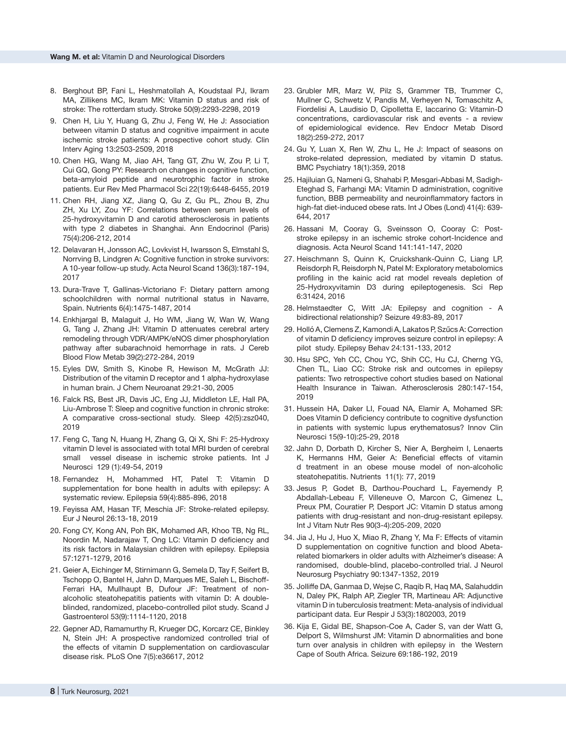8. Berghout BP, Fani L, Heshmatollah A, Koudstaal PJ, Ikram MA, Zillikens MC, Ikram MK: Vitamin D status and risk of stroke: The rotterdam study. Stroke 50(9):2293-2298, 2019
9. Chen H, Liu Y, Huang G, Zhu J, Feng W, He J: Association between vitamin D status and cognitive impairment in acute ischemic stroke patients: A prospective cohort study. Clin Interv Aging 13:2503-2509, 2018
10. Chen HG, Wang M, Jiao AH, Tang GT, Zhu W, Zou P, Li T, Cui GQ, Gong PY: Research on changes in cognitive function, beta-amyloid peptide and neurotrophic factor in stroke patients. Eur Rev Med Pharmacol Sci 22(19):6448-6455, 2019
11. Chen RH, Jiang XZ, Jiang Q, Gu Z, Gu PL, Zhou B, Zhu ZH, Xu LY, Zou YF: Correlations between serum levels of 25-hydroxyvitamin D and carotid atherosclerosis in patients with type 2 diabetes in Shanghai. Ann Endocrinol (Paris) 75(4):206-212, 2014
12. Delavaran H, Jonsson AC, Lovkvist H, Iwarsson S, Elmstahl S, Norrving B, Lindgren A: Cognitive function in stroke survivors: A 10-year follow-up study. Acta Neurol Scand 136(3):187-194, 2017
13. Dura-Trave T, Gallinas-Victoriano F: Dietary pattern among schoolchildren with normal nutritional status in Navarre, Spain. Nutrients 6(4):1475-1487, 2014
14. Enkhjargal B, Malaguit J, Ho WM, Jiang W, Wan W, Wang G, Tang J, Zhang JH: Vitamin D attenuates cerebral artery remodeling through VDR/AMPK/eNOS dimer phosphorylation pathway after subarachnoid hemorrhage in rats. J Cereb Blood Flow Metab 39(2):272-284, 2019
15. Eyles DW, Smith S, Kinobe R, Hewison M, McGrath JJ: Distribution of the vitamin D receptor and 1 alpha-hydroxylase in human brain. J Chem Neuroanat 29:21-30, 2005
16. Falck RS, Best JR, Davis JC, Eng JJ, Middleton LE, Hall PA, Liu-Ambrose T: Sleep and cognitive function in chronic stroke: A comparative cross-sectional study. Sleep 42(5):zsz040, 2019
17. Feng C, Tang N, Huang H, Zhang G, Qi X, Shi F: 25-Hydroxy vitamin D level is associated with total MRI burden of cerebral small vessel disease in ischemic stroke patients. Int J Neurosci 129 (1):49-54, 2019
18. Fernandez H, Mohammed HT, Patel T: Vitamin D supplementation for bone health in adults with epilepsy: A systematic review. Epilepsia 59(4):885-896, 2018
19. Feyissa AM, Hasan TF, Meschia JF: Stroke-related epilepsy. Eur J Neurol 26:13-18, 2019
20. Fong CY, Kong AN, Poh BK, Mohamed AR, Khoo TB, Ng RL, Noordin M, Nadarajaw T, Ong LC: Vitamin D deficiency and its risk factors in Malaysian children with epilepsy. Epilepsia 57:1271-1279, 2016
21. Geier A, Eichinger M, Stirnimann G, Semela D, Tay F, Seifert B, Tschopp O, Bantel H, Jahn D, Marques ME, Saleh L, Bischoff-Ferrari HA, Mullhaupt B, Dufour JF: Treatment of non-alcoholic steatohepatitis patients with vitamin D: A double-blinded, randomized, placebo-controlled pilot study. Scand J Gastroenterol 53(9):1114-1120, 2018
22. Gepner AD, Ramamurthy R, Krueger DC, Korcarz CE, Binkley N, Stein JH: A prospective randomized controlled trial of the effects of vitamin D supplementation on cardiovascular disease risk. PLoS One 7(5):e36617, 2012
23. Grubler MR, Marz W, Pilz S, Grammer TB, Trummer C, Mullner C, Schwetz V, Pandis M, Verheyen N, Tomaschitz A, Fiordelisi A, Laudisio D, Cipolletta E, Iaccarino G: Vitamin-D concentrations, cardiovascular risk and events - a review of epidemiological evidence. Rev Endocr Metab Disord 18(2):259-272, 2017
24. Gu Y, Luan X, Ren W, Zhu L, He J: Impact of seasons on stroke-related depression, mediated by vitamin D status. BMC Psychiatry 18(1):359, 2018
25. Hajiluian G, Nameni G, Shahabi P, Mesgari-Abbasi M, Sadigh-Eteghad S, Farhangi MA: Vitamin D administration, cognitive function, BBB permeability and neuroinflammatory factors in high-fat diet-induced obese rats. Int J Obes (Lond) 41(4): 639-644, 2017
26. Hassani M, Cooray G, Sveinsson O, Cooray C: Post-stroke epilepsy in an ischemic stroke cohort-Incidence and diagnosis. Acta Neurol Scand 141:141-147, 2020
27. Heischmann S, Quinn K, Cruickshank-Quinn C, Liang LP, Reisdorph R, Reisdorph N, Patel M: Exploratory metabolomics profiling in the kainic acid rat model reveals depletion of 25-Hydroxyvitamin D3 during epileptogenesis. Sci Rep 6:31424, 2016
28. Helmstaedter C, Witt JA: Epilepsy and cognition - A bidirectional relationship? Seizure 49:83-89, 2017
29. Holló A, Clemens Z, Kamondi A, Lakatos P, Szűcs A: Correction of vitamin D deficiency improves seizure control in epilepsy: A pilot study. Epilepsy Behav 24:131-133, 2012
30. Hsu SPC, Yeh CC, Chou YC, Shih CC, Hu CJ, Cherng YG, Chen TL, Liao CC: Stroke risk and outcomes in epilepsy patients: Two retrospective cohort studies based on National Health Insurance in Taiwan. Atherosclerosis 280:147-154, 2019
31. Hussein HA, Daker LI, Fouad NA, Elamir A, Mohamed SR: Does Vitamin D deficiency contribute to cognitive dysfunction in patients with systemic lupus erythematosus? Innov Clin Neurosci 15(9-10):25-29, 2018
32. Jahn D, Dorbath D, Kircher S, Nier A, Bergheim I, Lenaerts K, Hermanns HM, Geier A: Beneficial effects of vitamin d treatment in an obese mouse model of non-alcoholic steatohepatitis. Nutrients 11(1): 77, 2019
33. Jesus P, Godet B, Darthou-Pouchard L, Fayemendy P, Abdallah-Lebeau F, Villeneuve O, Marcon C, Gimenez L, Preux PM, Couratier P, Desport JC: Vitamin D status among patients with drug-resistant and non-drug-resistant epilepsy. Int J Vitam Nutr Res 90(3-4):205-209, 2020
34. Jia J, Hu J, Huo X, Miao R, Zhang Y, Ma F: Effects of vitamin D supplementation on cognitive function and blood Abeta-related biomarkers in older adults with Alzheimer's disease: A randomised, double-blind, placebo-controlled trial. J Neurol Neurosurg Psychiatry 90:1347-1352, 2019
35. Jolliffe DA, Ganmaa D, Wejse C, Raqib R, Haq MA, Salahuddin N, Daley PK, Ralph AP, Ziegler TR, Martineau AR: Adjunctive vitamin D in tuberculosis treatment: Meta-analysis of individual participant data. Eur Respir J 53(3):1802003, 2019
36. Kija E, Gidal BE, Shapson-Coe A, Cader S, van der Watt G, Delport S, Wilmshurst JM: Vitamin D abnormalities and bone turn over analysis in children with epilepsy in the Western Cape of South Africa. Seizure 69:186-192, 2019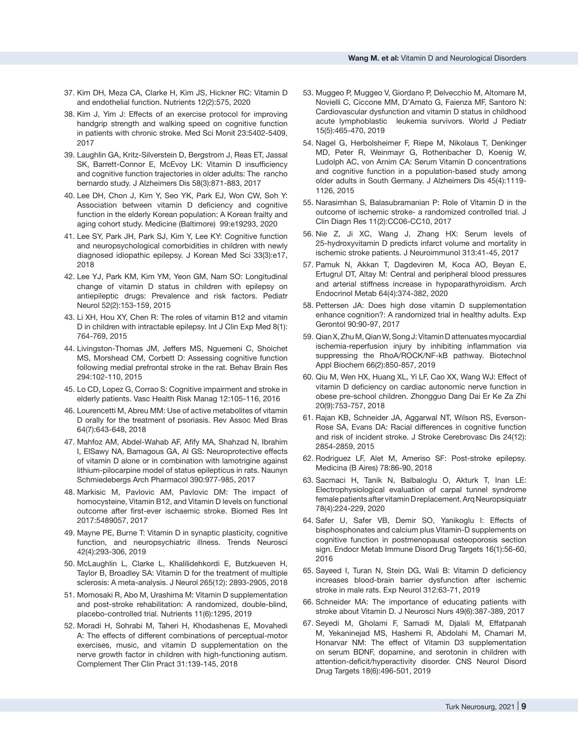37. Kim DH, Meza CA, Clarke H, Kim JS, Hickner RC: Vitamin D and endothelial function. Nutrients 12(2):575, 2020

38. Kim J, Yim J: Effects of an exercise protocol for improving handgrip strength and walking speed on cognitive function in patients with chronic stroke. Med Sci Monit 23:5402-5409, 2017

39. Laughlin GA, Kritz-Silverstein D, Bergstrom J, Reas ET, Jassal SK, Barrett-Connor E, McEvoy LK: Vitamin D insufficiency and cognitive function trajectories in older adults: The rancho bernardo study. J Alzheimers Dis 58(3):871-883, 2017

40. Lee DH, Chon J, Kim Y, Seo YK, Park EJ, Won CW, Soh Y: Association between vitamin D deficiency and cognitive function in the elderly Korean population: A Korean frailty and aging cohort study. Medicine (Baltimore) 99:e19293, 2020

41. Lee SY, Park JH, Park SJ, Kim Y, Lee KY: Cognitive function and neuropsychological comorbidities in children with newly diagnosed idiopathic epilepsy. J Korean Med Sci 33(3):e17, 2018

42. Lee YJ, Park KM, Kim YM, Yeon GM, Nam SO: Longitudinal change of vitamin D status in children with epilepsy on antiepileptic drugs: Prevalence and risk factors. Pediatr Neurol 52(2):153-159, 2015

43. Li XH, Hou XY, Chen R: The roles of vitamin B12 and vitamin D in children with intractable epilepsy. Int J Clin Exp Med 8(1): 764-769, 2015

44. Livingston-Thomas JM, Jeffers MS, Nguemeni C, Shoichet MS, Morshead CM, Corbett D: Assessing cognitive function following medial prefrontal stroke in the rat. Behav Brain Res 294:102-110, 2015

45. Lo CD, Lopez G, Corrao S: Cognitive impairment and stroke in elderly patients. Vasc Health Risk Manag 12:105-116, 2016

46. Lourencetti M, Abreu MM: Use of active metabolites of vitamin D orally for the treatment of psoriasis. Rev Assoc Med Bras 64(7):643-648, 2018

47. Mahfoz AM, Abdel-Wahab AF, Afify MA, Shahzad N, Ibrahim I, ElSawy NA, Bamagous GA, Al GS: Neuroprotective effects of vitamin D alone or in combination with lamotrigine against lithium-pilocarpine model of status epilepticus in rats. Naunyn Schmiedebergs Arch Pharmacol 390:977-985, 2017

48. Markisic M, Pavlovic AM, Pavlovic DM: The impact of homocysteine, Vitamin B12, and Vitamin D levels on functional outcome after first-ever ischaemic stroke. Biomed Res Int 2017:5489057, 2017

49. Mayne PE, Burne T: Vitamin D in synaptic plasticity, cognitive function, and neuropsychiatric illness. Trends Neurosci 42(4):293-306, 2019

50. McLaughlin L, Clarke L, Khalilidehkordi E, Butzkueven H, Taylor B, Broadley SA: Vitamin D for the treatment of multiple sclerosis: A meta-analysis. J Neurol 265(12): 2893-2905, 2018

51. Momosaki R, Abo M, Urashima M: Vitamin D supplementation and post-stroke rehabilitation: A randomized, double-blind, placebo-controlled trial. Nutrients 11(6):1295, 2019

52. Moradi H, Sohrabi M, Taheri H, Khodashenas E, Movahedi A: The effects of different combinations of perceptual-motor exercises, music, and vitamin D supplementation on the nerve growth factor in children with high-functioning autism. Complement Ther Clin Pract 31:139-145, 2018

53. Muggeo P, Muggeo V, Giordano P, Delvecchio M, Altomare M, Novielli C, Ciccone MM, D'Amato G, Faienza MF, Santoro N: Cardiovascular dysfunction and vitamin D status in childhood acute lymphoblastic leukemia survivors. World J Pediatr 15(5):465-470, 2019

54. Nagel G, Herbolsheimer F, Riepe M, Nikolaus T, Denkinger MD, Peter R, Weinmayr G, Rothenbacher D, Koenig W, Ludolph AC, von Arnim CA: Serum Vitamin D concentrations and cognitive function in a population-based study among older adults in South Germany. J Alzheimers Dis 45(4):1119-1126, 2015

55. Narasimhan S, Balasubramanian P: Role of Vitamin D in the outcome of ischemic stroke- a randomized controlled trial. J Clin Diagn Res 11(2):CC06-CC10, 2017

56. Nie Z, Ji XC, Wang J, Zhang HX: Serum levels of 25-hydroxyvitamin D predicts infarct volume and mortality in ischemic stroke patients. J Neuroimmunol 313:41-45, 2017

57. Pamuk N, Akkan T, Dagdeviren M, Koca AO, Beyan E, Ertugrul DT, Altay M: Central and peripheral blood pressures and arterial stiffness increase in hypoparathyroidism. Arch Endocrinol Metab 64(4):374-382, 2020

58. Pettersen JA: Does high dose vitamin D supplementation enhance cognition?: A randomized trial in healthy adults. Exp Gerontol 90:90-97, 2017

59. Qian X, Zhu M, Qian W, Song J: Vitamin D attenuates myocardial ischemia-reperfusion injury by inhibiting inflammation via suppressing the RhoA/ROCK/NF-kB pathway. Biotechnol Appl Biochem 66(2):850-857, 2019

60. Qiu M, Wen HX, Huang XL, Yi LF, Cao XX, Wang WJ: Effect of vitamin D deficiency on cardiac autonomic nerve function in obese pre-school children. Zhongguo Dang Dai Er Ke Za Zhi 20(9):753-757, 2018

61. Rajan KB, Schneider JA, Aggarwal NT, Wilson RS, Everson-Rose SA, Evans DA: Racial differences in cognitive function and risk of incident stroke. J Stroke Cerebrovasc Dis 24(12): 2854-2859, 2015

62. Rodriguez LF, Alet M, Ameriso SF: Post-stroke epilepsy. Medicina (B Aires) 78:86-90, 2018

63. Sacmaci H, Tanik N, Balbaloglu O, Akturk T, Inan LE: Electrophysiological evaluation of carpal tunnel syndrome female patients after vitamin D replacement. Arq Neuropsiquiatr 78(4):224-229, 2020

64. Safer U, Safer VB, Demir SO, Yanikoglu I: Effects of bisphosphonates and calcium plus Vitamin-D supplements on cognitive function in postmenopausal osteoporosis section sign. Endocr Metab Immune Disord Drug Targets 16(1):56-60, 2016

65. Sayeed I, Turan N, Stein DG, Wali B: Vitamin D deficiency increases blood-brain barrier dysfunction after ischemic stroke in male rats. Exp Neurol 312:63-71, 2019

66. Schneider MA: The importance of educating patients with stroke about Vitamin D. J Neurosci Nurs 49(6):387-389, 2017

67. Seyedi M, Gholami F, Samadi M, Djalali M, Effatpanah M, Yekaninejad MS, Hashemi R, Abdolahi M, Chamari M, Honarvar NM: The effect of Vitamin D3 supplementation on serum BDNF, dopamine, and serotonin in children with attention-deficit/hyperactivity disorder. CNS Neurol Disord Drug Targets 18(6):496-501, 2019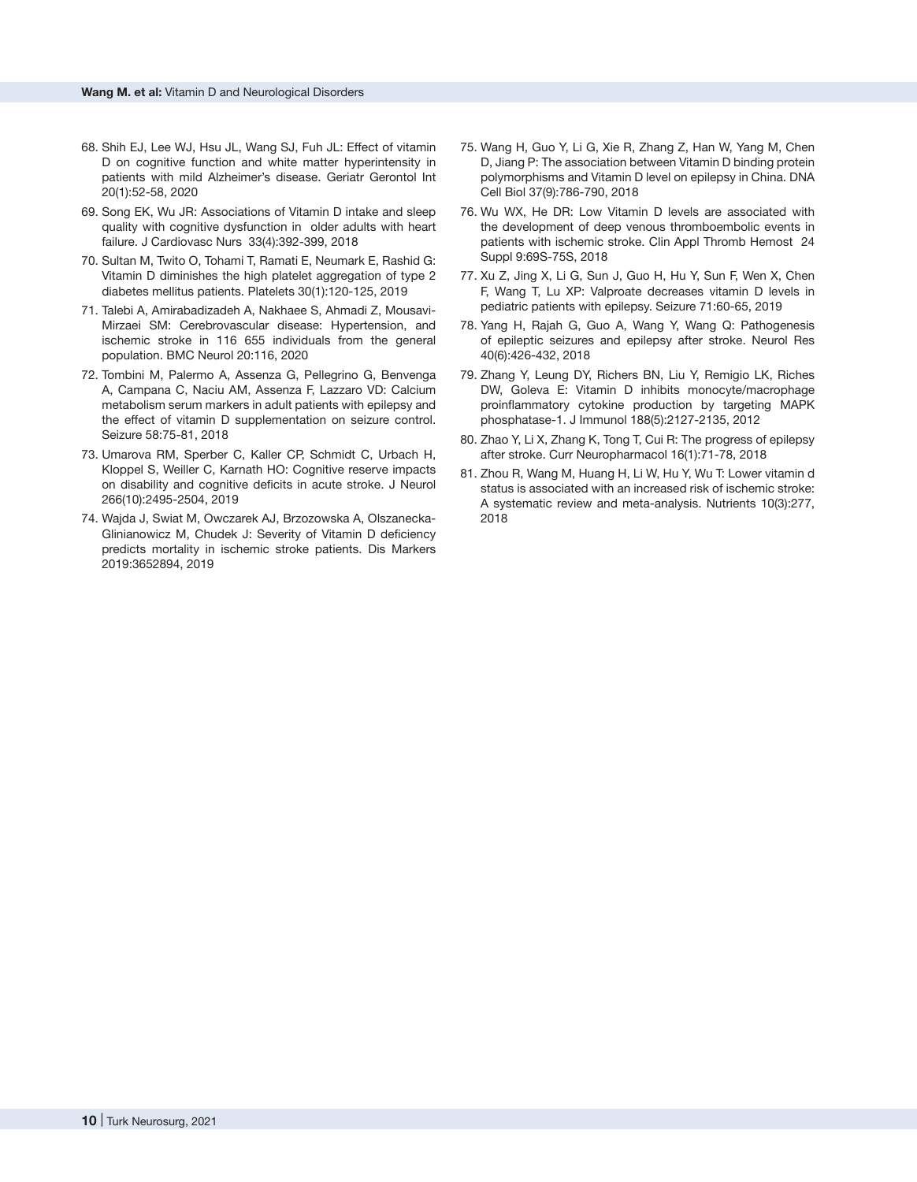68. Shih EJ, Lee WJ, Hsu JL, Wang SJ, Fuh JL: Effect of vitamin D on cognitive function and white matter hyperintensity in patients with mild Alzheimer's disease. Geriatr Gerontol Int 20(1):52-58, 2020

69. Song EK, Wu JR: Associations of Vitamin D intake and sleep quality with cognitive dysfunction in older adults with heart failure. J Cardiovasc Nurs 33(4):392-399, 2018

70. Sultan M, Twito O, Tohami T, Ramati E, Neumark E, Rashid G: Vitamin D diminishes the high platelet aggregation of type 2 diabetes mellitus patients. Platelets 30(1):120-125, 2019

71. Talebi A, Amirabadizadeh A, Nakhaee S, Ahmadi Z, Mousavi-Mirzaei SM: Cerebrovascular disease: Hypertension, and ischemic stroke in 116 655 individuals from the general population. BMC Neurol 20:116, 2020

72. Tombini M, Palermo A, Assenza G, Pellegrino G, Benvenga A, Campana C, Naciu AM, Assenza F, Lazzaro VD: Calcium metabolism serum markers in adult patients with epilepsy and the effect of vitamin D supplementation on seizure control. Seizure 58:75-81, 2018

73. Umarova RM, Sperber C, Kaller CP, Schmidt C, Urbach H, Kloppel S, Weiller C, Karnath HO: Cognitive reserve impacts on disability and cognitive deficits in acute stroke. J Neurol 266(10):2495-2504, 2019

74. Wajda J, Swiat M, Owczarek AJ, Brzozowska A, Olszanecka-Glinianowicz M, Chudek J: Severity of Vitamin D deficiency predicts mortality in ischemic stroke patients. Dis Markers 2019:3652894, 2019

75. Wang H, Guo Y, Li G, Xie R, Zhang Z, Han W, Yang M, Chen D, Jiang P: The association between Vitamin D binding protein polymorphisms and Vitamin D level on epilepsy in China. DNA Cell Biol 37(9):786-790, 2018

76. Wu WX, He DR: Low Vitamin D levels are associated with the development of deep venous thromboembolic events in patients with ischemic stroke. Clin Appl Thromb Hemost 24 Suppl 9:69S-75S, 2018

77. Xu Z, Jing X, Li G, Sun J, Guo H, Hu Y, Sun F, Wen X, Chen F, Wang T, Lu XP: Valproate decreases vitamin D levels in pediatric patients with epilepsy. Seizure 71:60-65, 2019

78. Yang H, Rajah G, Guo A, Wang Y, Wang Q: Pathogenesis of epileptic seizures and epilepsy after stroke. Neurol Res 40(6):426-432, 2018

79. Zhang Y, Leung DY, Richers BN, Liu Y, Remigio LK, Riches DW, Goleva E: Vitamin D inhibits monocyte/macrophage proinflammatory cytokine production by targeting MAPK phosphatase-1. J Immunol 188(5):2127-2135, 2012

80. Zhao Y, Li X, Zhang K, Tong T, Cui R: The progress of epilepsy after stroke. Curr Neuropharmacol 16(1):71-78, 2018

81. Zhou R, Wang M, Huang H, Li W, Hu Y, Wu T: Lower vitamin d status is associated with an increased risk of ischemic stroke: A systematic review and meta-analysis. Nutrients 10(3):277, 2018